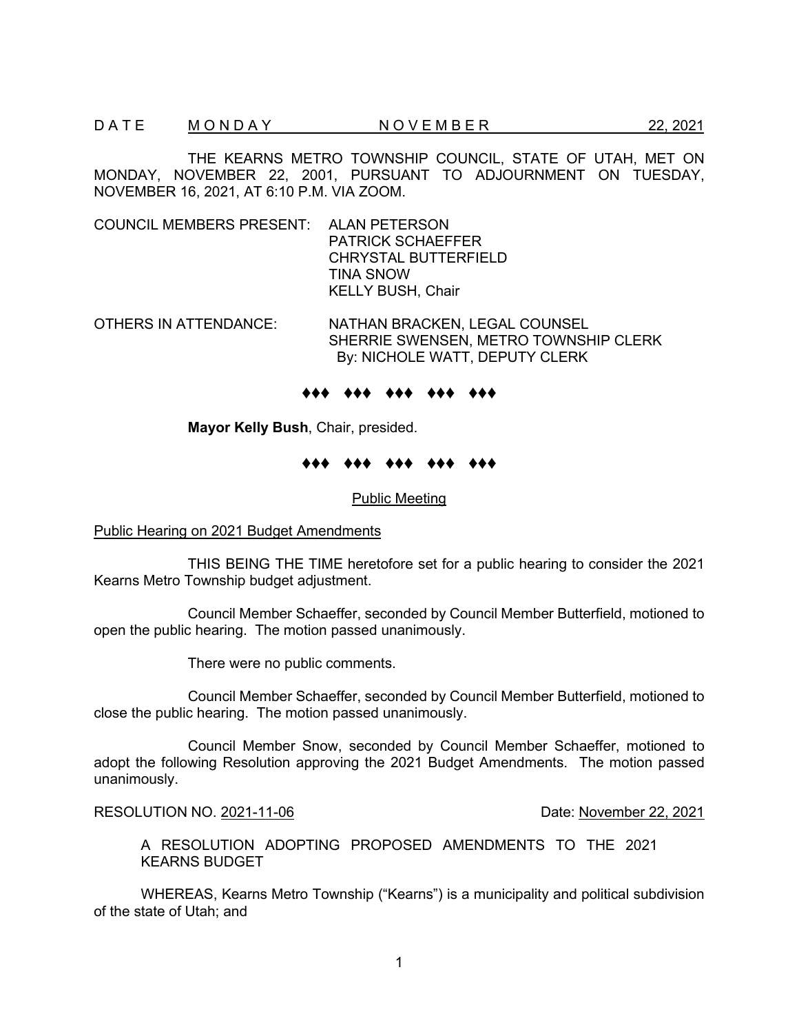DATE MONDAY NOVEMBER 22, 2021

THE KEARNS METRO TOWNSHIP COUNCIL, STATE OF UTAH, MET ON MONDAY, NOVEMBER 22, 2001, PURSUANT TO ADJOURNMENT ON TUESDAY, NOVEMBER 16, 2021, AT 6:10 P.M. VIA ZOOM.

COUNCIL MEMBERS PRESENT: ALAN PETERSON
PATRICK SCHAEFFER
CHRYSTAL BUTTERFIELD
TINA SNOW
KELLY BUSH, Chair

OTHERS IN ATTENDANCE: NATHAN BRACKEN, LEGAL COUNSEL
SHERRIE SWENSEN, METRO TOWNSHIP CLERK
By: NICHOLE WATT, DEPUTY CLERK

♦♦♦ ♦♦♦ ♦♦♦ ♦♦♦ ♦♦♦

**Mayor Kelly Bush**, Chair, presided.

♦♦♦ ♦♦♦ ♦♦♦ ♦♦♦ ♦♦♦

Public Meeting

Public Hearing on 2021 Budget Amendments

THIS BEING THE TIME heretofore set for a public hearing to consider the 2021 Kearns Metro Township budget adjustment.

Council Member Schaeffer, seconded by Council Member Butterfield, motioned to open the public hearing. The motion passed unanimously.

There were no public comments.

Council Member Schaeffer, seconded by Council Member Butterfield, motioned to close the public hearing. The motion passed unanimously.

Council Member Snow, seconded by Council Member Schaeffer, motioned to adopt the following Resolution approving the 2021 Budget Amendments. The motion passed unanimously.

RESOLUTION NO. 2021-11-06 Date: November 22, 2021

A RESOLUTION ADOPTING PROPOSED AMENDMENTS TO THE 2021 KEARNS BUDGET

WHEREAS, Kearns Metro Township ("Kearns") is a municipality and political subdivision of the state of Utah; and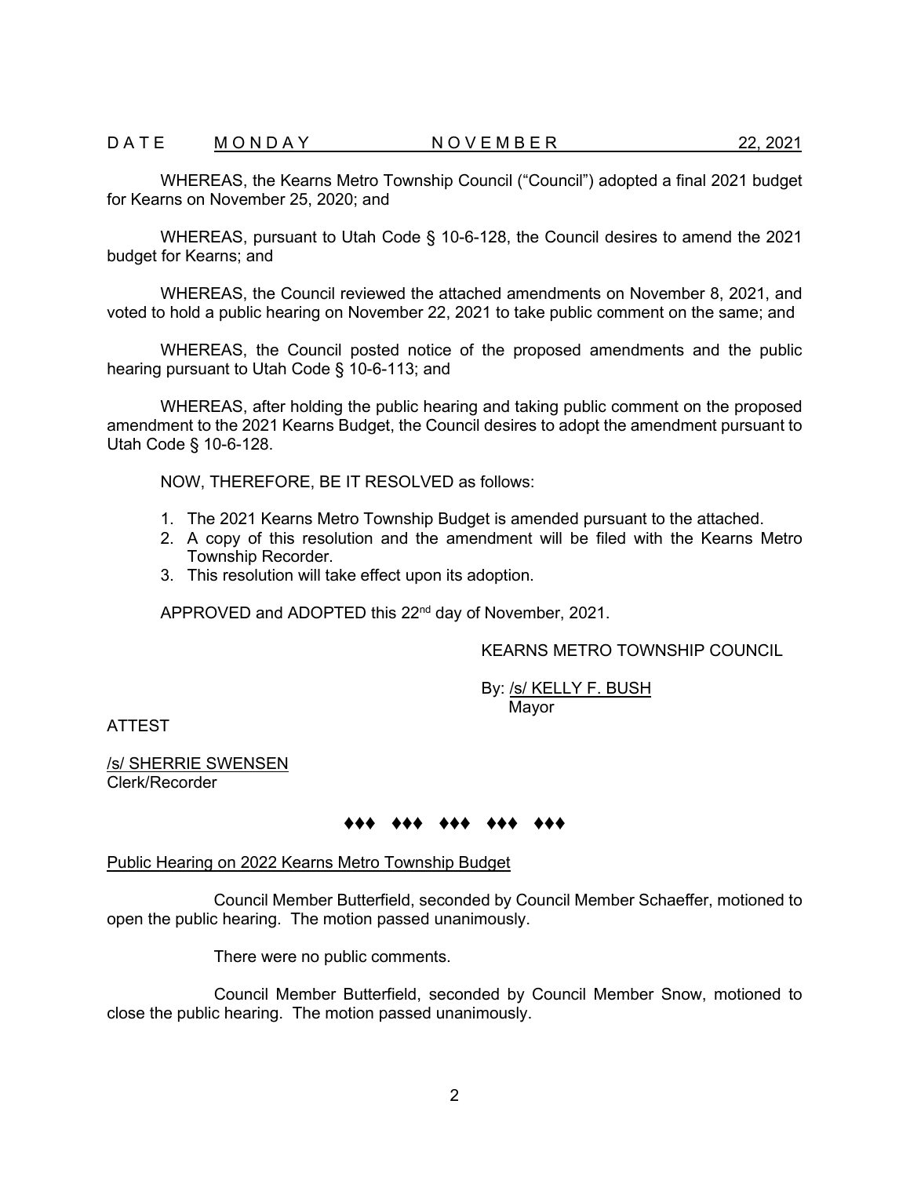D A T E M O N D A Y N O V E M B E R 22, 2021

WHEREAS, the Kearns Metro Township Council ("Council") adopted a final 2021 budget for Kearns on November 25, 2020; and

WHEREAS, pursuant to Utah Code § 10-6-128, the Council desires to amend the 2021 budget for Kearns; and

WHEREAS, the Council reviewed the attached amendments on November 8, 2021, and voted to hold a public hearing on November 22, 2021 to take public comment on the same; and

WHEREAS, the Council posted notice of the proposed amendments and the public hearing pursuant to Utah Code § 10-6-113; and

WHEREAS, after holding the public hearing and taking public comment on the proposed amendment to the 2021 Kearns Budget, the Council desires to adopt the amendment pursuant to Utah Code § 10-6-128.

NOW, THEREFORE, BE IT RESOLVED as follows:

1. The 2021 Kearns Metro Township Budget is amended pursuant to the attached.
2. A copy of this resolution and the amendment will be filed with the Kearns Metro Township Recorder.
3. This resolution will take effect upon its adoption.

APPROVED and ADOPTED this 22nd day of November, 2021.

KEARNS METRO TOWNSHIP COUNCIL

By: /s/ KELLY F. BUSH
Mayor

ATTEST

/s/ SHERRIE SWENSEN
Clerk/Recorder

♦♦♦ ♦♦♦ ♦♦♦ ♦♦♦ ♦♦♦

Public Hearing on 2022 Kearns Metro Township Budget

Council Member Butterfield, seconded by Council Member Schaeffer, motioned to open the public hearing. The motion passed unanimously.

There were no public comments.

Council Member Butterfield, seconded by Council Member Snow, motioned to close the public hearing. The motion passed unanimously.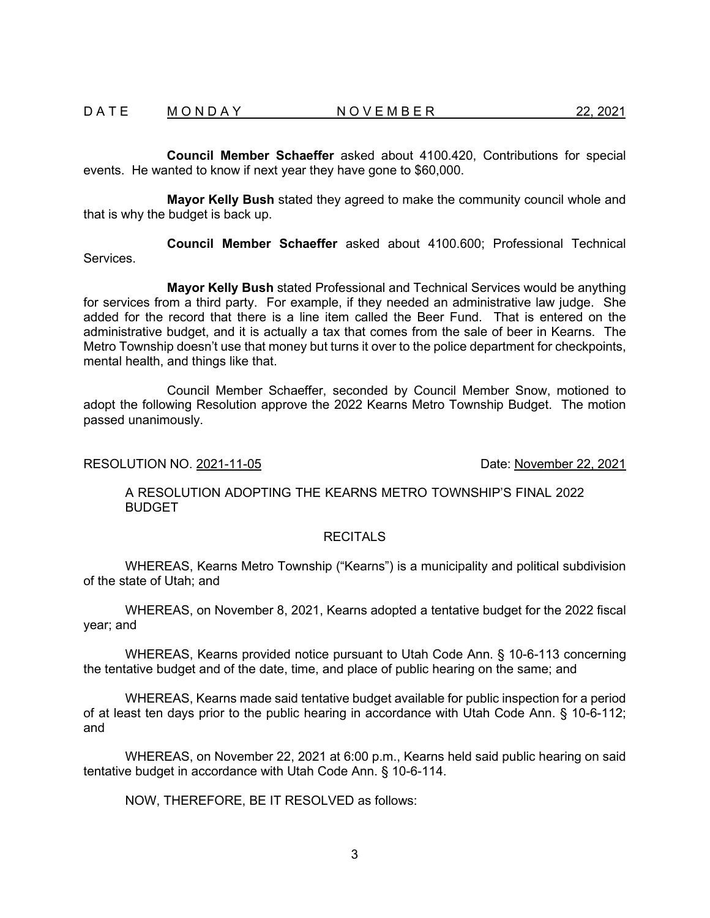**Council Member Schaeffer** asked about 4100.420, Contributions for special events. He wanted to know if next year they have gone to $60,000.

**Mayor Kelly Bush** stated they agreed to make the community council whole and that is why the budget is back up.

**Council Member Schaeffer** asked about 4100.600; Professional Technical Services.

**Mayor Kelly Bush** stated Professional and Technical Services would be anything for services from a third party. For example, if they needed an administrative law judge. She added for the record that there is a line item called the Beer Fund. That is entered on the administrative budget, and it is actually a tax that comes from the sale of beer in Kearns. The Metro Township doesn't use that money but turns it over to the police department for checkpoints, mental health, and things like that.

Council Member Schaeffer, seconded by Council Member Snow, motioned to adopt the following Resolution approve the 2022 Kearns Metro Township Budget. The motion passed unanimously.

RESOLUTION NO. 2021-11-05 Date: November 22, 2021

A RESOLUTION ADOPTING THE KEARNS METRO TOWNSHIP'S FINAL 2022 BUDGET

RECITALS

WHEREAS, Kearns Metro Township ("Kearns") is a municipality and political subdivision of the state of Utah; and

WHEREAS, on November 8, 2021, Kearns adopted a tentative budget for the 2022 fiscal year; and

WHEREAS, Kearns provided notice pursuant to Utah Code Ann. § 10-6-113 concerning the tentative budget and of the date, time, and place of public hearing on the same; and

WHEREAS, Kearns made said tentative budget available for public inspection for a period of at least ten days prior to the public hearing in accordance with Utah Code Ann. § 10-6-112; and

WHEREAS, on November 22, 2021 at 6:00 p.m., Kearns held said public hearing on said tentative budget in accordance with Utah Code Ann. § 10-6-114.

NOW, THEREFORE, BE IT RESOLVED as follows: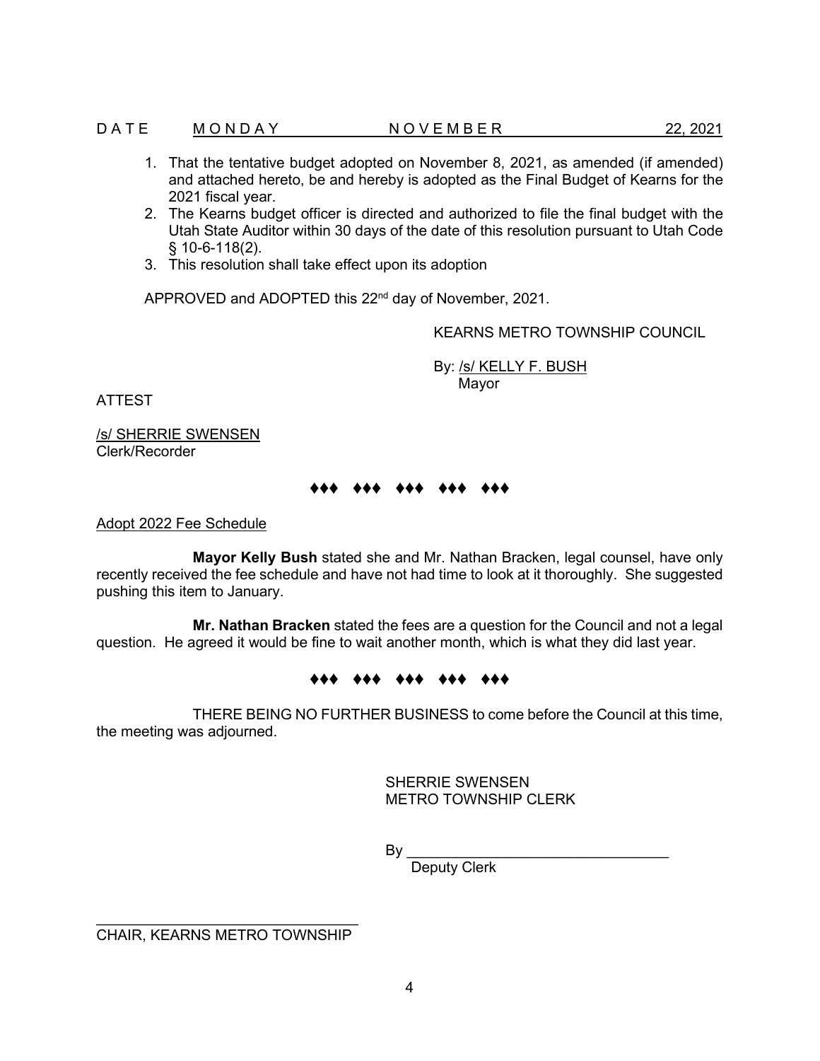DATE MONDAY NOVEMBER 22, 2021

1. That the tentative budget adopted on November 8, 2021, as amended (if amended) and attached hereto, be and hereby is adopted as the Final Budget of Kearns for the 2021 fiscal year.
2. The Kearns budget officer is directed and authorized to file the final budget with the Utah State Auditor within 30 days of the date of this resolution pursuant to Utah Code § 10-6-118(2).
3. This resolution shall take effect upon its adoption

APPROVED and ADOPTED this 22nd day of November, 2021.

KEARNS METRO TOWNSHIP COUNCIL

By: /s/ KELLY F. BUSH
Mayor

ATTEST

/s/ SHERRIE SWENSEN
Clerk/Recorder

♦♦♦ ♦♦♦ ♦♦♦ ♦♦♦ ♦♦♦

Adopt 2022 Fee Schedule

**Mayor Kelly Bush** stated she and Mr. Nathan Bracken, legal counsel, have only recently received the fee schedule and have not had time to look at it thoroughly. She suggested pushing this item to January.

**Mr. Nathan Bracken** stated the fees are a question for the Council and not a legal question. He agreed it would be fine to wait another month, which is what they did last year.

♦♦♦ ♦♦♦ ♦♦♦ ♦♦♦ ♦♦♦

THERE BEING NO FURTHER BUSINESS to come before the Council at this time, the meeting was adjourned.

SHERRIE SWENSEN
METRO TOWNSHIP CLERK

By ________________________________
Deputy Clerk

________________________________
CHAIR, KEARNS METRO TOWNSHIP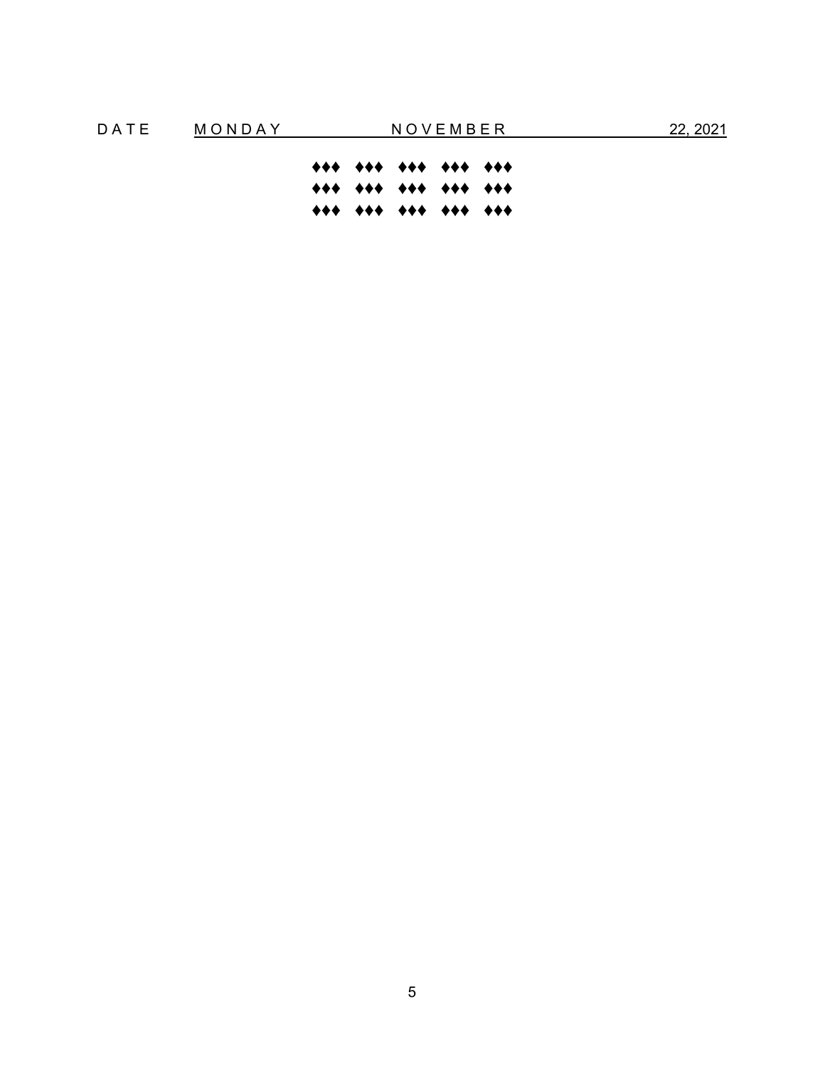DATE MONDAY NOVEMBER 22, 2021

♦♦♦ ♦♦♦ ♦♦♦ ♦♦♦ ♦♦♦
♦♦♦ ♦♦♦ ♦♦♦ ♦♦♦ ♦♦♦
♦♦♦ ♦♦♦ ♦♦♦ ♦♦♦ ♦♦♦